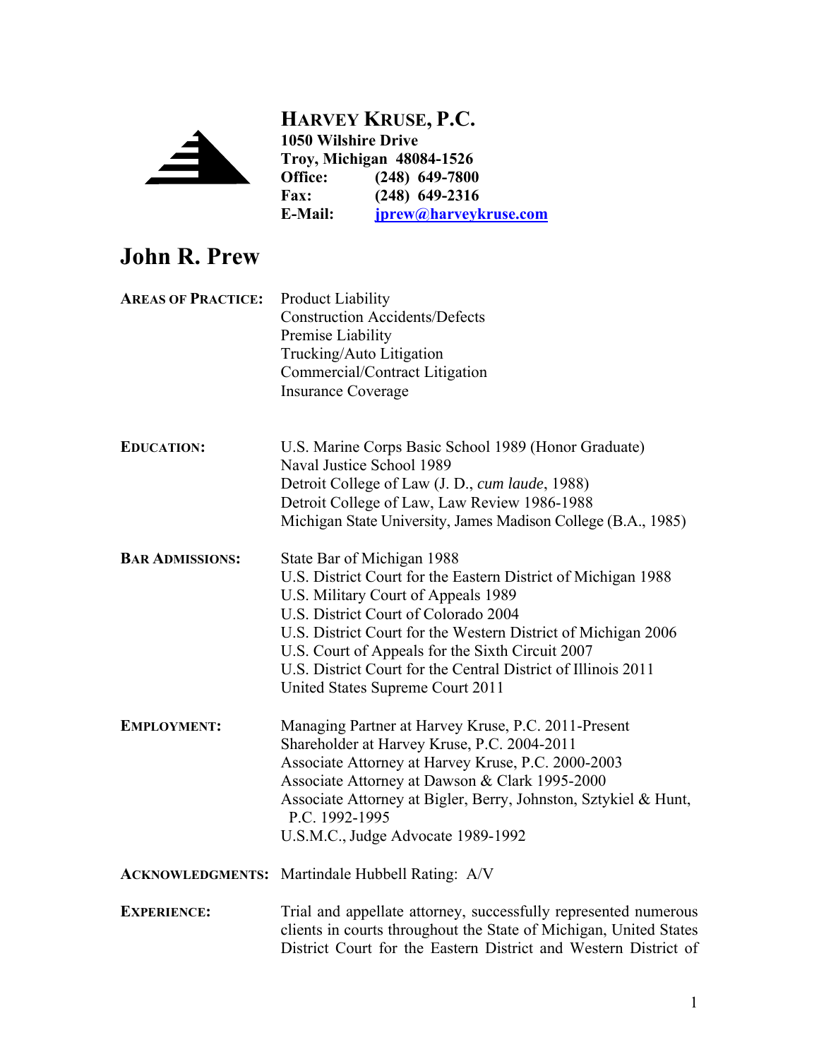**HARVEY KRUSE, P.C.**
**1050 Wilshire Drive**
**Troy, Michigan 48084-1526**
**Office: (248) 649-7800**
**Fax: (248) 649-2316**
**E-Mail: [jprew@harveykruse.com](mailto:jprew@harveykruse.com)**

# John R. Prew

**AREAS OF PRACTICE:**

Product Liability
Construction Accidents/Defects
Premise Liability
Trucking/Auto Litigation
Commercial/Contract Litigation
Insurance Coverage

**EDUCATION:**

U.S. Marine Corps Basic School 1989 (Honor Graduate)
Naval Justice School 1989
Detroit College of Law (J. D., *cum laude*, 1988)
Detroit College of Law, Law Review 1986-1988
Michigan State University, James Madison College (B.A., 1985)

**BAR ADMISSIONS:**

State Bar of Michigan 1988
U.S. District Court for the Eastern District of Michigan 1988
U.S. Military Court of Appeals 1989
U.S. District Court of Colorado 2004
U.S. District Court for the Western District of Michigan 2006
U.S. Court of Appeals for the Sixth Circuit 2007
U.S. District Court for the Central District of Illinois 2011
United States Supreme Court 2011

**EMPLOYMENT:**

Managing Partner at Harvey Kruse, P.C. 2011-Present
Shareholder at Harvey Kruse, P.C. 2004-2011
Associate Attorney at Harvey Kruse, P.C. 2000-2003
Associate Attorney at Dawson & Clark 1995-2000
Associate Attorney at Bigler, Berry, Johnston, Sztykiel & Hunt, P.C. 1992-1995
U.S.M.C., Judge Advocate 1989-1992

**ACKNOWLEDGMENTS:** Martindale Hubbell Rating: A/V

**EXPERIENCE:**

Trial and appellate attorney, successfully represented numerous clients in courts throughout the State of Michigan, United States District Court for the Eastern District and Western District of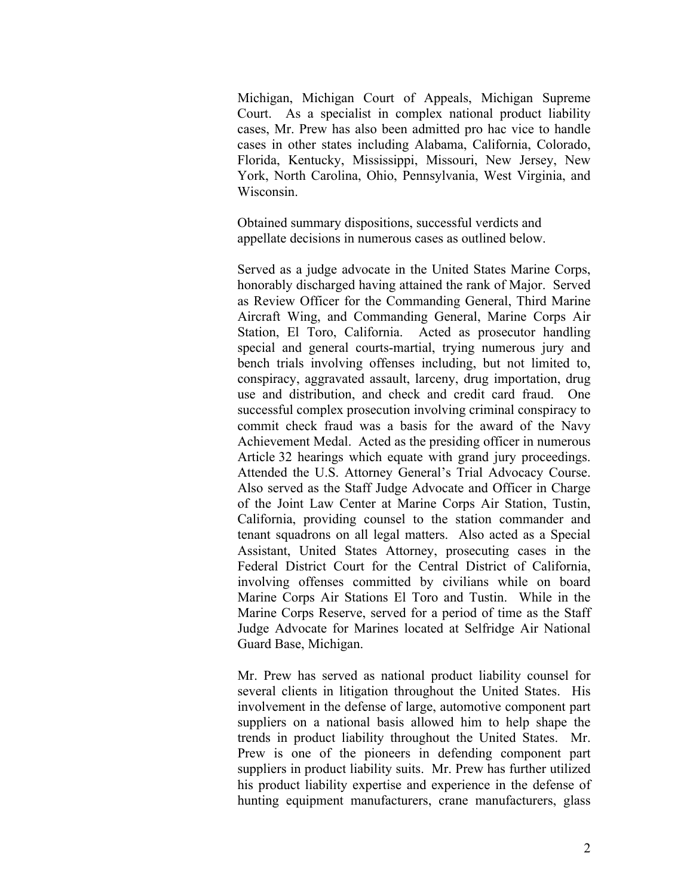Michigan, Michigan Court of Appeals, Michigan Supreme Court. As a specialist in complex national product liability cases, Mr. Prew has also been admitted pro hac vice to handle cases in other states including Alabama, California, Colorado, Florida, Kentucky, Mississippi, Missouri, New Jersey, New York, North Carolina, Ohio, Pennsylvania, West Virginia, and Wisconsin.

Obtained summary dispositions, successful verdicts and appellate decisions in numerous cases as outlined below.

Served as a judge advocate in the United States Marine Corps, honorably discharged having attained the rank of Major. Served as Review Officer for the Commanding General, Third Marine Aircraft Wing, and Commanding General, Marine Corps Air Station, El Toro, California. Acted as prosecutor handling special and general courts-martial, trying numerous jury and bench trials involving offenses including, but not limited to, conspiracy, aggravated assault, larceny, drug importation, drug use and distribution, and check and credit card fraud. One successful complex prosecution involving criminal conspiracy to commit check fraud was a basis for the award of the Navy Achievement Medal. Acted as the presiding officer in numerous Article 32 hearings which equate with grand jury proceedings. Attended the U.S. Attorney General's Trial Advocacy Course. Also served as the Staff Judge Advocate and Officer in Charge of the Joint Law Center at Marine Corps Air Station, Tustin, California, providing counsel to the station commander and tenant squadrons on all legal matters. Also acted as a Special Assistant, United States Attorney, prosecuting cases in the Federal District Court for the Central District of California, involving offenses committed by civilians while on board Marine Corps Air Stations El Toro and Tustin. While in the Marine Corps Reserve, served for a period of time as the Staff Judge Advocate for Marines located at Selfridge Air National Guard Base, Michigan.

Mr. Prew has served as national product liability counsel for several clients in litigation throughout the United States. His involvement in the defense of large, automotive component part suppliers on a national basis allowed him to help shape the trends in product liability throughout the United States. Mr. Prew is one of the pioneers in defending component part suppliers in product liability suits. Mr. Prew has further utilized his product liability expertise and experience in the defense of hunting equipment manufacturers, crane manufacturers, glass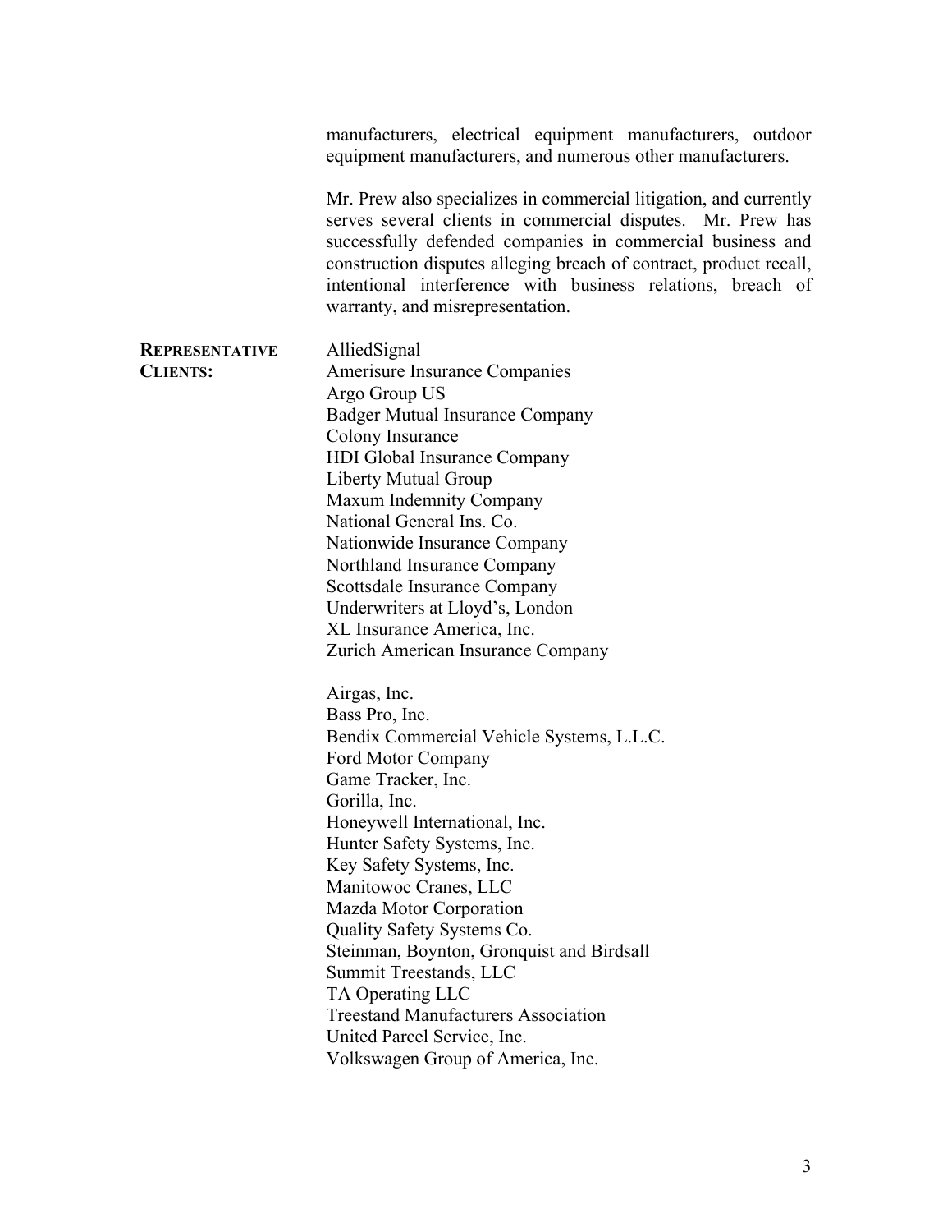manufacturers, electrical equipment manufacturers, outdoor equipment manufacturers, and numerous other manufacturers.

Mr. Prew also specializes in commercial litigation, and currently serves several clients in commercial disputes. Mr. Prew has successfully defended companies in commercial business and construction disputes alleging breach of contract, product recall, intentional interference with business relations, breach of warranty, and misrepresentation.

**REPRESENTATIVE CLIENTS:**

AlliedSignal
Amerisure Insurance Companies
Argo Group US
Badger Mutual Insurance Company
Colony Insurance
HDI Global Insurance Company
Liberty Mutual Group
Maxum Indemnity Company
National General Ins. Co.
Nationwide Insurance Company
Northland Insurance Company
Scottsdale Insurance Company
Underwriters at Lloyd's, London
XL Insurance America, Inc.
Zurich American Insurance Company

Airgas, Inc.
Bass Pro, Inc.
Bendix Commercial Vehicle Systems, L.L.C.
Ford Motor Company
Game Tracker, Inc.
Gorilla, Inc.
Honeywell International, Inc.
Hunter Safety Systems, Inc.
Key Safety Systems, Inc.
Manitowoc Cranes, LLC
Mazda Motor Corporation
Quality Safety Systems Co.
Steinman, Boynton, Gronquist and Birdsall
Summit Treestands, LLC
TA Operating LLC
Treestand Manufacturers Association
United Parcel Service, Inc.
Volkswagen Group of America, Inc.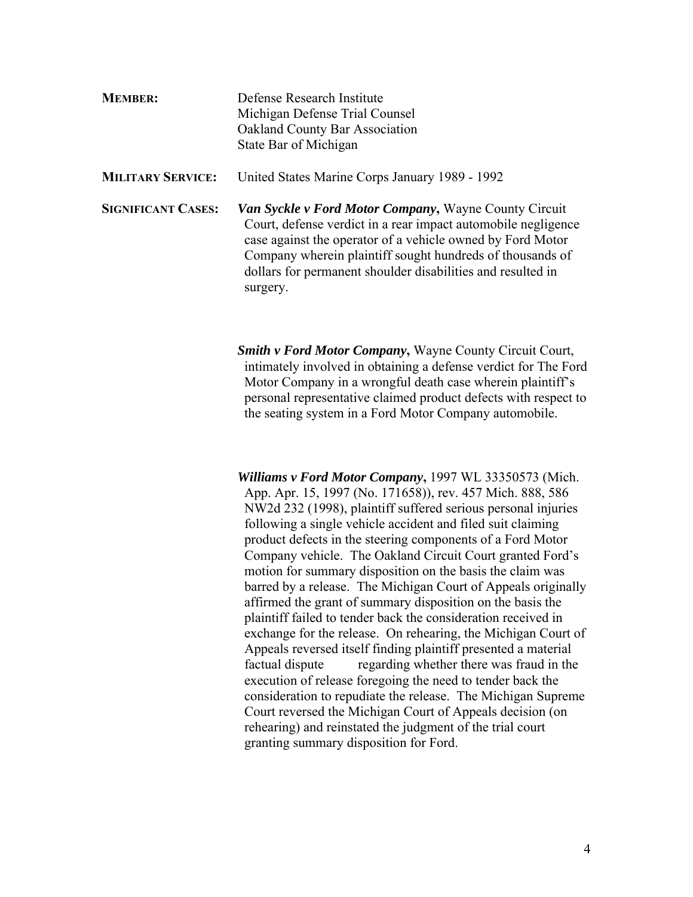**MEMBER:** Defense Research Institute
Michigan Defense Trial Counsel
Oakland County Bar Association
State Bar of Michigan

**MILITARY SERVICE:** United States Marine Corps January 1989 - 1992

**SIGNIFICANT CASES:**

***Van Syckle v Ford Motor Company*****,** Wayne County Circuit Court, defense verdict in a rear impact automobile negligence case against the operator of a vehicle owned by Ford Motor Company wherein plaintiff sought hundreds of thousands of dollars for permanent shoulder disabilities and resulted in surgery.

***Smith v Ford Motor Company*****,** Wayne County Circuit Court, intimately involved in obtaining a defense verdict for The Ford Motor Company in a wrongful death case wherein plaintiff's personal representative claimed product defects with respect to the seating system in a Ford Motor Company automobile.

***Williams v Ford Motor Company*****,** 1997 WL 33350573 (Mich. App. Apr. 15, 1997 (No. 171658)), rev. 457 Mich. 888, 586 NW2d 232 (1998), plaintiff suffered serious personal injuries following a single vehicle accident and filed suit claiming product defects in the steering components of a Ford Motor Company vehicle. The Oakland Circuit Court granted Ford's motion for summary disposition on the basis the claim was barred by a release. The Michigan Court of Appeals originally affirmed the grant of summary disposition on the basis the plaintiff failed to tender back the consideration received in exchange for the release. On rehearing, the Michigan Court of Appeals reversed itself finding plaintiff presented a material factual dispute regarding whether there was fraud in the execution of release foregoing the need to tender back the consideration to repudiate the release. The Michigan Supreme Court reversed the Michigan Court of Appeals decision (on rehearing) and reinstated the judgment of the trial court granting summary disposition for Ford.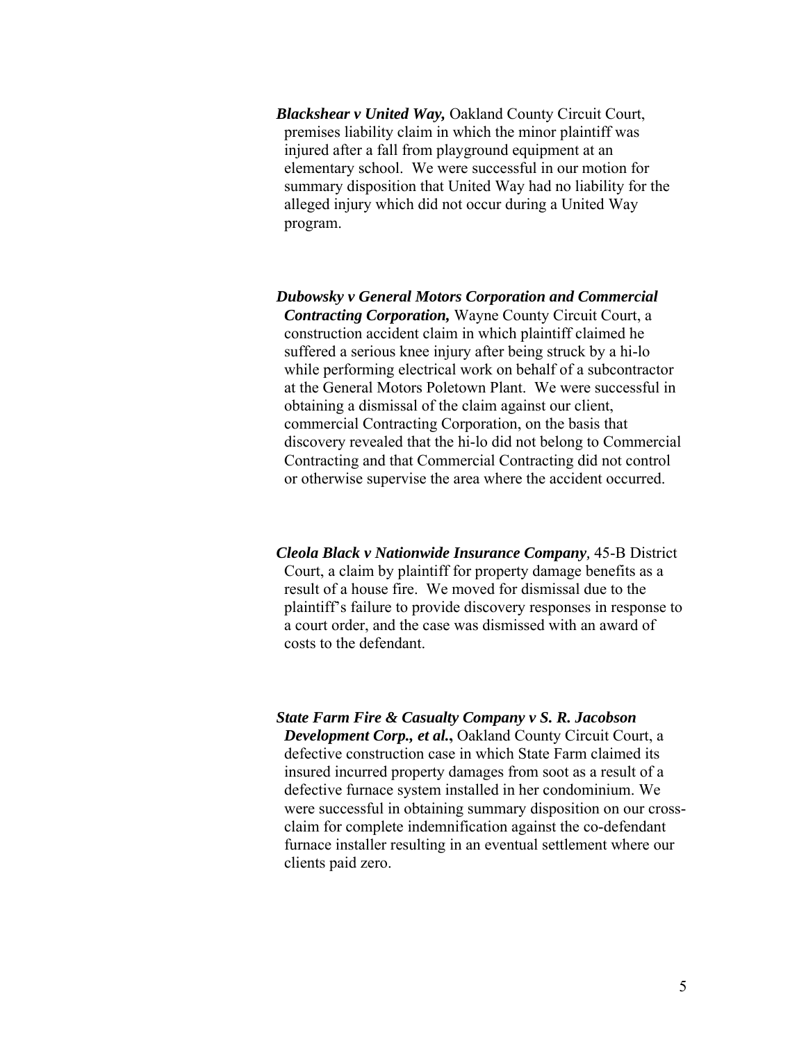***Blackshear v United Way,*** Oakland County Circuit Court, premises liability claim in which the minor plaintiff was injured after a fall from playground equipment at an elementary school. We were successful in our motion for summary disposition that United Way had no liability for the alleged injury which did not occur during a United Way program.

***Dubowsky v General Motors Corporation and Commercial Contracting Corporation,*** Wayne County Circuit Court, a construction accident claim in which plaintiff claimed he suffered a serious knee injury after being struck by a hi-lo while performing electrical work on behalf of a subcontractor at the General Motors Poletown Plant. We were successful in obtaining a dismissal of the claim against our client, commercial Contracting Corporation, on the basis that discovery revealed that the hi-lo did not belong to Commercial Contracting and that Commercial Contracting did not control or otherwise supervise the area where the accident occurred.

***Cleola Black v Nationwide Insurance Company****,* 45-B District Court, a claim by plaintiff for property damage benefits as a result of a house fire. We moved for dismissal due to the plaintiff's failure to provide discovery responses in response to a court order, and the case was dismissed with an award of costs to the defendant.

***State Farm Fire & Casualty Company v S. R. Jacobson Development Corp., et al.*****,** Oakland County Circuit Court, a defective construction case in which State Farm claimed its insured incurred property damages from soot as a result of a defective furnace system installed in her condominium. We were successful in obtaining summary disposition on our cross-claim for complete indemnification against the co-defendant furnace installer resulting in an eventual settlement where our clients paid zero.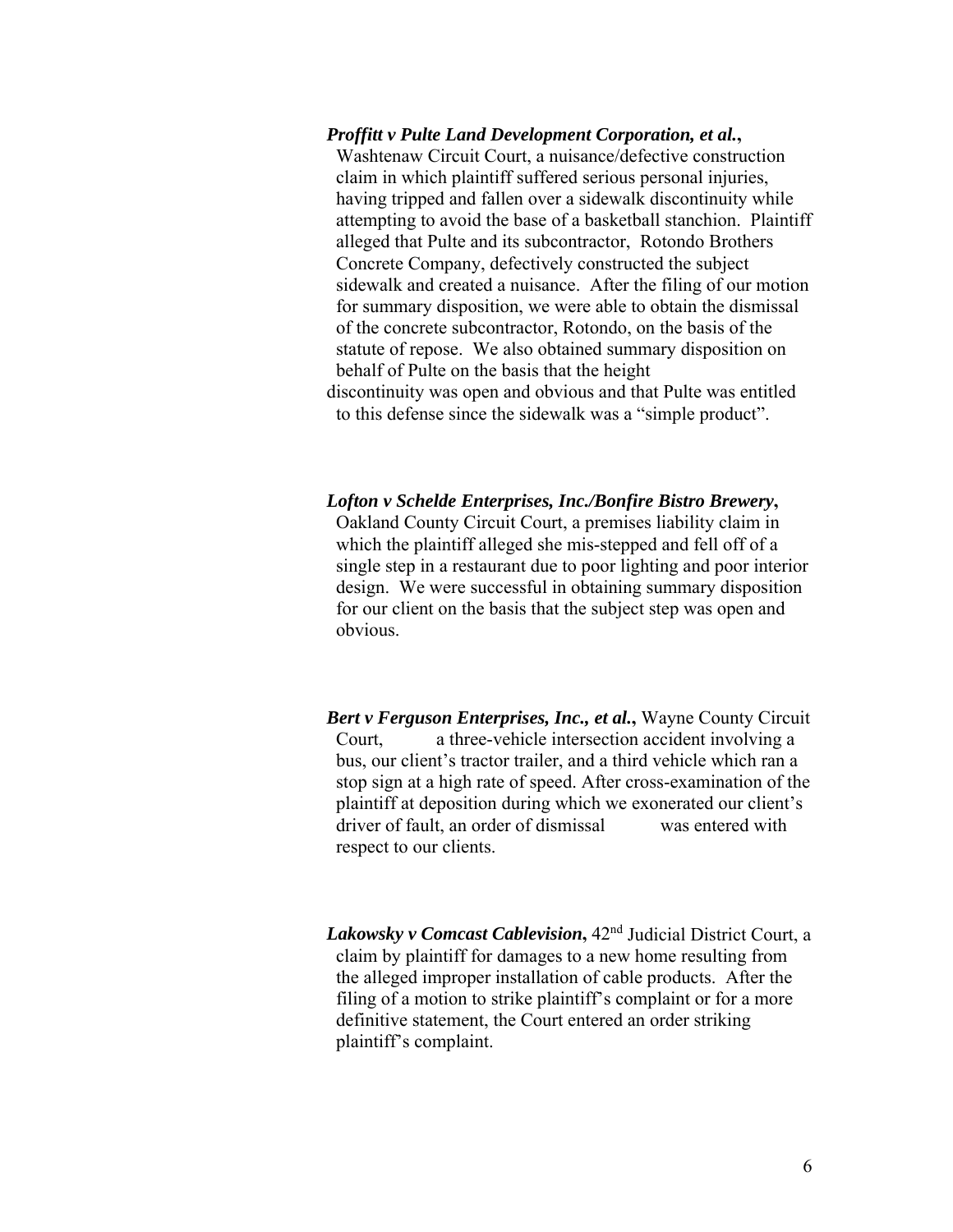***Proffitt v Pulte Land Development Corporation, et al.***, Washtenaw Circuit Court, a nuisance/defective construction claim in which plaintiff suffered serious personal injuries, having tripped and fallen over a sidewalk discontinuity while attempting to avoid the base of a basketball stanchion. Plaintiff alleged that Pulte and its subcontractor, Rotondo Brothers Concrete Company, defectively constructed the subject sidewalk and created a nuisance. After the filing of our motion for summary disposition, we were able to obtain the dismissal of the concrete subcontractor, Rotondo, on the basis of the statute of repose. We also obtained summary disposition on behalf of Pulte on the basis that the height discontinuity was open and obvious and that Pulte was entitled to this defense since the sidewalk was a "simple product".

***Lofton v Schelde Enterprises, Inc./Bonfire Bistro Brewery***, Oakland County Circuit Court, a premises liability claim in which the plaintiff alleged she mis-stepped and fell off of a single step in a restaurant due to poor lighting and poor interior design. We were successful in obtaining summary disposition for our client on the basis that the subject step was open and obvious.

***Bert v Ferguson Enterprises, Inc., et al.***, Wayne County Circuit Court, a three-vehicle intersection accident involving a bus, our client's tractor trailer, and a third vehicle which ran a stop sign at a high rate of speed. After cross-examination of the plaintiff at deposition during which we exonerated our client's driver of fault, an order of dismissal was entered with respect to our clients.

***Lakowsky v Comcast Cablevision***, 42nd Judicial District Court, a claim by plaintiff for damages to a new home resulting from the alleged improper installation of cable products. After the filing of a motion to strike plaintiff's complaint or for a more definitive statement, the Court entered an order striking plaintiff's complaint.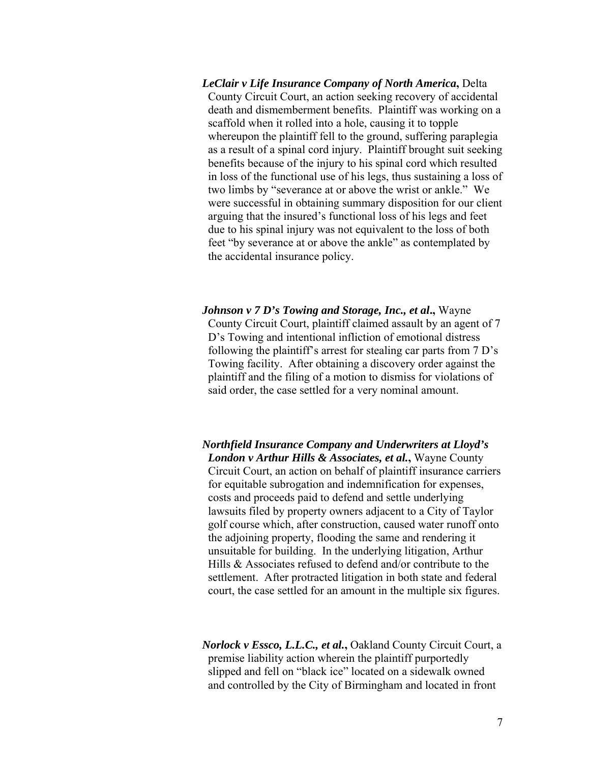***LeClair v Life Insurance Company of North America*****,** Delta County Circuit Court, an action seeking recovery of accidental death and dismemberment benefits. Plaintiff was working on a scaffold when it rolled into a hole, causing it to topple whereupon the plaintiff fell to the ground, suffering paraplegia as a result of a spinal cord injury. Plaintiff brought suit seeking benefits because of the injury to his spinal cord which resulted in loss of the functional use of his legs, thus sustaining a loss of two limbs by "severance at or above the wrist or ankle." We were successful in obtaining summary disposition for our client arguing that the insured's functional loss of his legs and feet due to his spinal injury was not equivalent to the loss of both feet "by severance at or above the ankle" as contemplated by the accidental insurance policy.

***Johnson v 7 D's Towing and Storage, Inc., et al*****.,** Wayne County Circuit Court, plaintiff claimed assault by an agent of 7 D's Towing and intentional infliction of emotional distress following the plaintiff's arrest for stealing car parts from 7 D's Towing facility. After obtaining a discovery order against the plaintiff and the filing of a motion to dismiss for violations of said order, the case settled for a very nominal amount.

***Northfield Insurance Company and Underwriters at Lloyd's London v Arthur Hills & Associates, et al.*****,** Wayne County Circuit Court, an action on behalf of plaintiff insurance carriers for equitable subrogation and indemnification for expenses, costs and proceeds paid to defend and settle underlying lawsuits filed by property owners adjacent to a City of Taylor golf course which, after construction, caused water runoff onto the adjoining property, flooding the same and rendering it unsuitable for building. In the underlying litigation, Arthur Hills & Associates refused to defend and/or contribute to the settlement. After protracted litigation in both state and federal court, the case settled for an amount in the multiple six figures.

***Norlock v Essco, L.L.C., et al.*****,** Oakland County Circuit Court, a premise liability action wherein the plaintiff purportedly slipped and fell on "black ice" located on a sidewalk owned and controlled by the City of Birmingham and located in front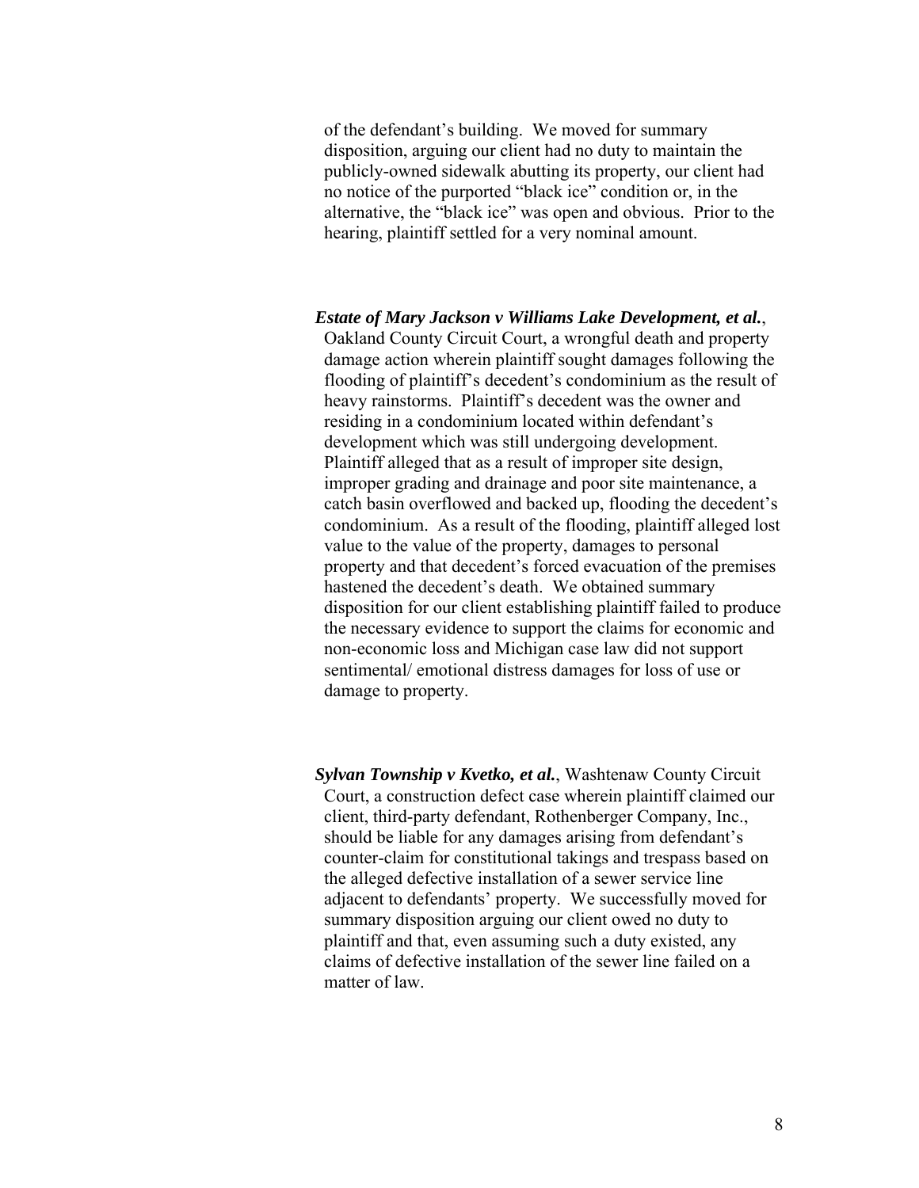of the defendant's building. We moved for summary disposition, arguing our client had no duty to maintain the publicly-owned sidewalk abutting its property, our client had no notice of the purported "black ice" condition or, in the alternative, the "black ice" was open and obvious. Prior to the hearing, plaintiff settled for a very nominal amount.

***Estate of Mary Jackson v Williams Lake Development, et al.***, Oakland County Circuit Court, a wrongful death and property damage action wherein plaintiff sought damages following the flooding of plaintiff's decedent's condominium as the result of heavy rainstorms. Plaintiff's decedent was the owner and residing in a condominium located within defendant's development which was still undergoing development. Plaintiff alleged that as a result of improper site design, improper grading and drainage and poor site maintenance, a catch basin overflowed and backed up, flooding the decedent's condominium. As a result of the flooding, plaintiff alleged lost value to the value of the property, damages to personal property and that decedent's forced evacuation of the premises hastened the decedent's death. We obtained summary disposition for our client establishing plaintiff failed to produce the necessary evidence to support the claims for economic and non-economic loss and Michigan case law did not support sentimental/ emotional distress damages for loss of use or damage to property.

***Sylvan Township v Kvetko, et al.***, Washtenaw County Circuit Court, a construction defect case wherein plaintiff claimed our client, third-party defendant, Rothenberger Company, Inc., should be liable for any damages arising from defendant's counter-claim for constitutional takings and trespass based on the alleged defective installation of a sewer service line adjacent to defendants' property. We successfully moved for summary disposition arguing our client owed no duty to plaintiff and that, even assuming such a duty existed, any claims of defective installation of the sewer line failed on a matter of law.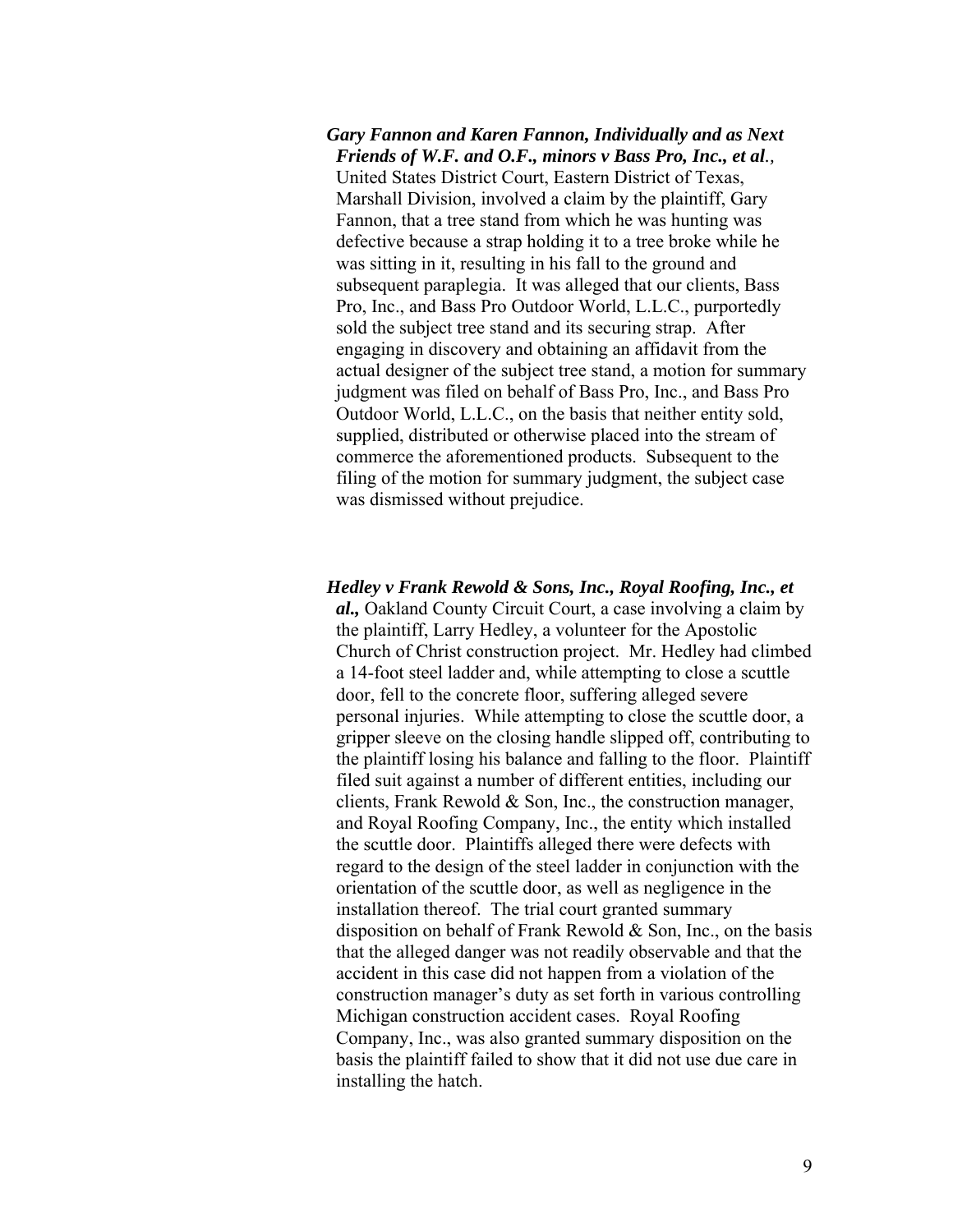***Gary Fannon and Karen Fannon, Individually and as Next Friends of W.F. and O.F., minors v Bass Pro, Inc., et al***., United States District Court, Eastern District of Texas, Marshall Division, involved a claim by the plaintiff, Gary Fannon, that a tree stand from which he was hunting was defective because a strap holding it to a tree broke while he was sitting in it, resulting in his fall to the ground and subsequent paraplegia. It was alleged that our clients, Bass Pro, Inc., and Bass Pro Outdoor World, L.L.C., purportedly sold the subject tree stand and its securing strap. After engaging in discovery and obtaining an affidavit from the actual designer of the subject tree stand, a motion for summary judgment was filed on behalf of Bass Pro, Inc., and Bass Pro Outdoor World, L.L.C., on the basis that neither entity sold, supplied, distributed or otherwise placed into the stream of commerce the aforementioned products. Subsequent to the filing of the motion for summary judgment, the subject case was dismissed without prejudice.

***Hedley v Frank Rewold & Sons, Inc., Royal Roofing, Inc., et al.,*** Oakland County Circuit Court, a case involving a claim by the plaintiff, Larry Hedley, a volunteer for the Apostolic Church of Christ construction project. Mr. Hedley had climbed a 14-foot steel ladder and, while attempting to close a scuttle door, fell to the concrete floor, suffering alleged severe personal injuries. While attempting to close the scuttle door, a gripper sleeve on the closing handle slipped off, contributing to the plaintiff losing his balance and falling to the floor. Plaintiff filed suit against a number of different entities, including our clients, Frank Rewold & Son, Inc., the construction manager, and Royal Roofing Company, Inc., the entity which installed the scuttle door. Plaintiffs alleged there were defects with regard to the design of the steel ladder in conjunction with the orientation of the scuttle door, as well as negligence in the installation thereof. The trial court granted summary disposition on behalf of Frank Rewold & Son, Inc., on the basis that the alleged danger was not readily observable and that the accident in this case did not happen from a violation of the construction manager's duty as set forth in various controlling Michigan construction accident cases. Royal Roofing Company, Inc., was also granted summary disposition on the basis the plaintiff failed to show that it did not use due care in installing the hatch.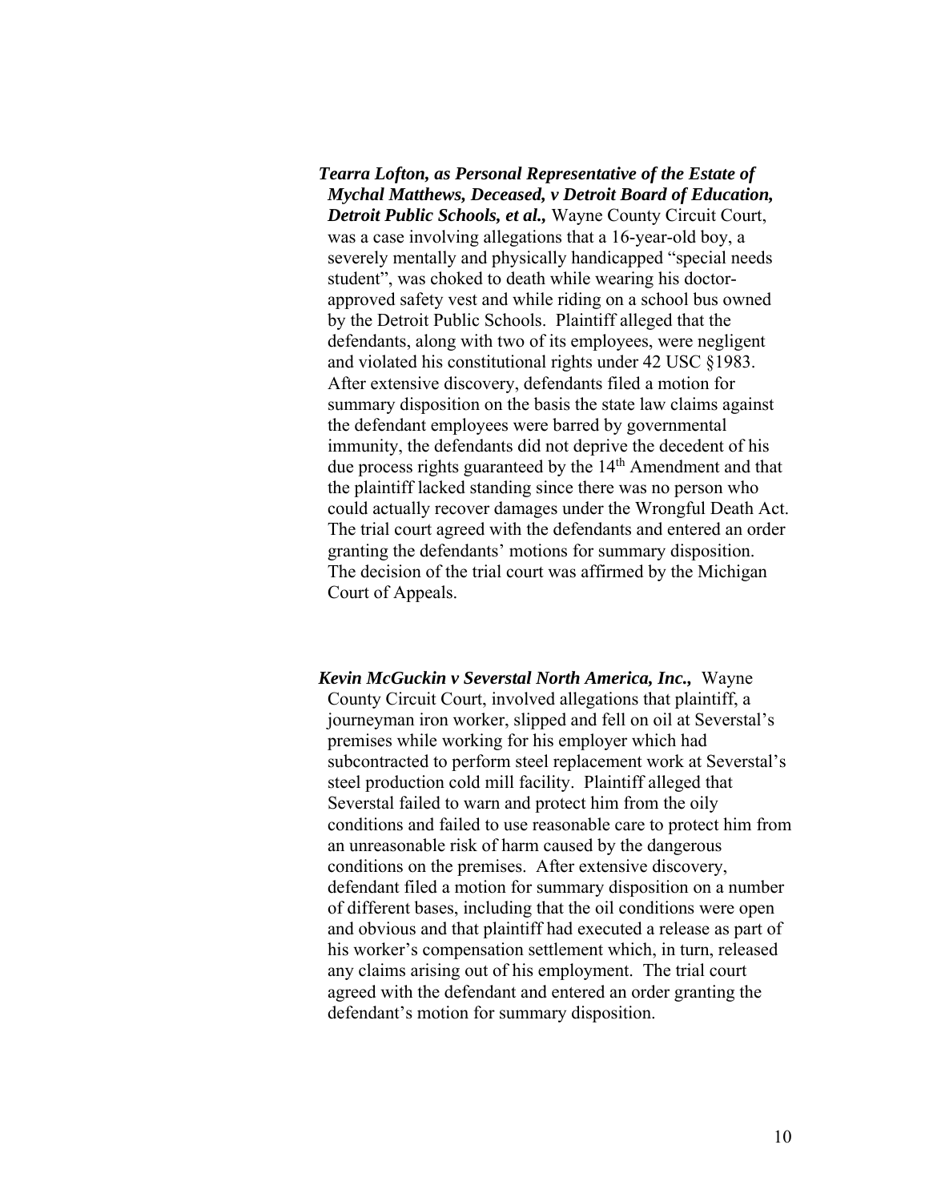***Tearra Lofton, as Personal Representative of the Estate of Mychal Matthews, Deceased, v Detroit Board of Education, Detroit Public Schools, et al.,*** Wayne County Circuit Court, was a case involving allegations that a 16-year-old boy, a severely mentally and physically handicapped "special needs student", was choked to death while wearing his doctor-approved safety vest and while riding on a school bus owned by the Detroit Public Schools. Plaintiff alleged that the defendants, along with two of its employees, were negligent and violated his constitutional rights under 42 USC §1983. After extensive discovery, defendants filed a motion for summary disposition on the basis the state law claims against the defendant employees were barred by governmental immunity, the defendants did not deprive the decedent of his due process rights guaranteed by the 14th Amendment and that the plaintiff lacked standing since there was no person who could actually recover damages under the Wrongful Death Act. The trial court agreed with the defendants and entered an order granting the defendants' motions for summary disposition. The decision of the trial court was affirmed by the Michigan Court of Appeals.

***Kevin McGuckin v Severstal North America, Inc.,*** Wayne County Circuit Court, involved allegations that plaintiff, a journeyman iron worker, slipped and fell on oil at Severstal's premises while working for his employer which had subcontracted to perform steel replacement work at Severstal's steel production cold mill facility. Plaintiff alleged that Severstal failed to warn and protect him from the oily conditions and failed to use reasonable care to protect him from an unreasonable risk of harm caused by the dangerous conditions on the premises. After extensive discovery, defendant filed a motion for summary disposition on a number of different bases, including that the oil conditions were open and obvious and that plaintiff had executed a release as part of his worker's compensation settlement which, in turn, released any claims arising out of his employment. The trial court agreed with the defendant and entered an order granting the defendant's motion for summary disposition.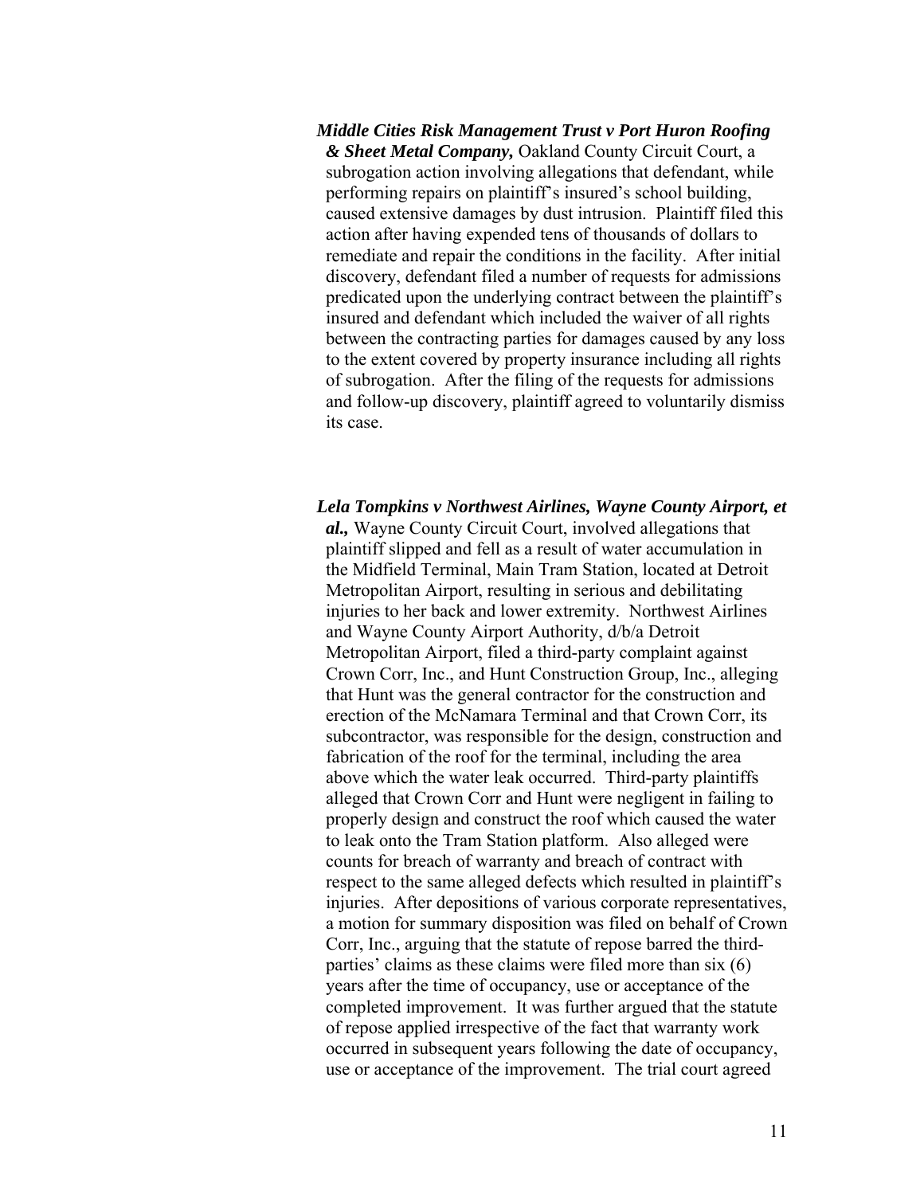***Middle Cities Risk Management Trust v Port Huron Roofing & Sheet Metal Company,*** Oakland County Circuit Court, a subrogation action involving allegations that defendant, while performing repairs on plaintiff's insured's school building, caused extensive damages by dust intrusion. Plaintiff filed this action after having expended tens of thousands of dollars to remediate and repair the conditions in the facility. After initial discovery, defendant filed a number of requests for admissions predicated upon the underlying contract between the plaintiff's insured and defendant which included the waiver of all rights between the contracting parties for damages caused by any loss to the extent covered by property insurance including all rights of subrogation. After the filing of the requests for admissions and follow-up discovery, plaintiff agreed to voluntarily dismiss its case.

***Lela Tompkins v Northwest Airlines, Wayne County Airport, et al.,*** Wayne County Circuit Court, involved allegations that plaintiff slipped and fell as a result of water accumulation in the Midfield Terminal, Main Tram Station, located at Detroit Metropolitan Airport, resulting in serious and debilitating injuries to her back and lower extremity. Northwest Airlines and Wayne County Airport Authority, d/b/a Detroit Metropolitan Airport, filed a third-party complaint against Crown Corr, Inc., and Hunt Construction Group, Inc., alleging that Hunt was the general contractor for the construction and erection of the McNamara Terminal and that Crown Corr, its subcontractor, was responsible for the design, construction and fabrication of the roof for the terminal, including the area above which the water leak occurred. Third-party plaintiffs alleged that Crown Corr and Hunt were negligent in failing to properly design and construct the roof which caused the water to leak onto the Tram Station platform. Also alleged were counts for breach of warranty and breach of contract with respect to the same alleged defects which resulted in plaintiff's injuries. After depositions of various corporate representatives, a motion for summary disposition was filed on behalf of Crown Corr, Inc., arguing that the statute of repose barred the third-parties' claims as these claims were filed more than six (6) years after the time of occupancy, use or acceptance of the completed improvement. It was further argued that the statute of repose applied irrespective of the fact that warranty work occurred in subsequent years following the date of occupancy, use or acceptance of the improvement. The trial court agreed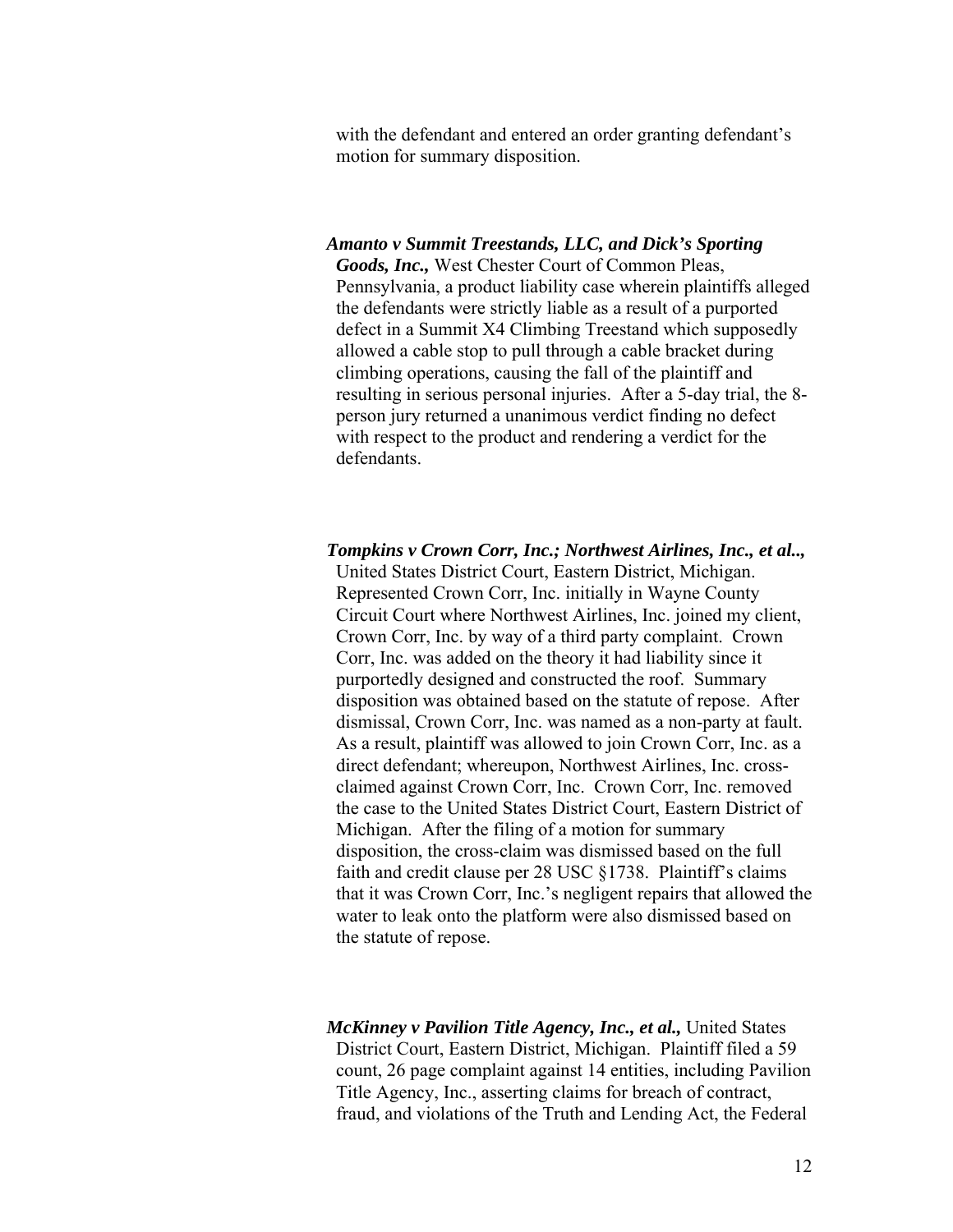with the defendant and entered an order granting defendant's motion for summary disposition.

***Amanto v Summit Treestands, LLC, and Dick's Sporting Goods, Inc.,*** West Chester Court of Common Pleas, Pennsylvania, a product liability case wherein plaintiffs alleged the defendants were strictly liable as a result of a purported defect in a Summit X4 Climbing Treestand which supposedly allowed a cable stop to pull through a cable bracket during climbing operations, causing the fall of the plaintiff and resulting in serious personal injuries. After a 5-day trial, the 8-person jury returned a unanimous verdict finding no defect with respect to the product and rendering a verdict for the defendants.

***Tompkins v Crown Corr, Inc.; Northwest Airlines, Inc., et al..,*** United States District Court, Eastern District, Michigan. Represented Crown Corr, Inc. initially in Wayne County Circuit Court where Northwest Airlines, Inc. joined my client, Crown Corr, Inc. by way of a third party complaint. Crown Corr, Inc. was added on the theory it had liability since it purportedly designed and constructed the roof. Summary disposition was obtained based on the statute of repose. After dismissal, Crown Corr, Inc. was named as a non-party at fault. As a result, plaintiff was allowed to join Crown Corr, Inc. as a direct defendant; whereupon, Northwest Airlines, Inc. cross-claimed against Crown Corr, Inc. Crown Corr, Inc. removed the case to the United States District Court, Eastern District of Michigan. After the filing of a motion for summary disposition, the cross-claim was dismissed based on the full faith and credit clause per 28 USC §1738. Plaintiff's claims that it was Crown Corr, Inc.'s negligent repairs that allowed the water to leak onto the platform were also dismissed based on the statute of repose.

***McKinney v Pavilion Title Agency, Inc., et al.,*** United States District Court, Eastern District, Michigan. Plaintiff filed a 59 count, 26 page complaint against 14 entities, including Pavilion Title Agency, Inc., asserting claims for breach of contract, fraud, and violations of the Truth and Lending Act, the Federal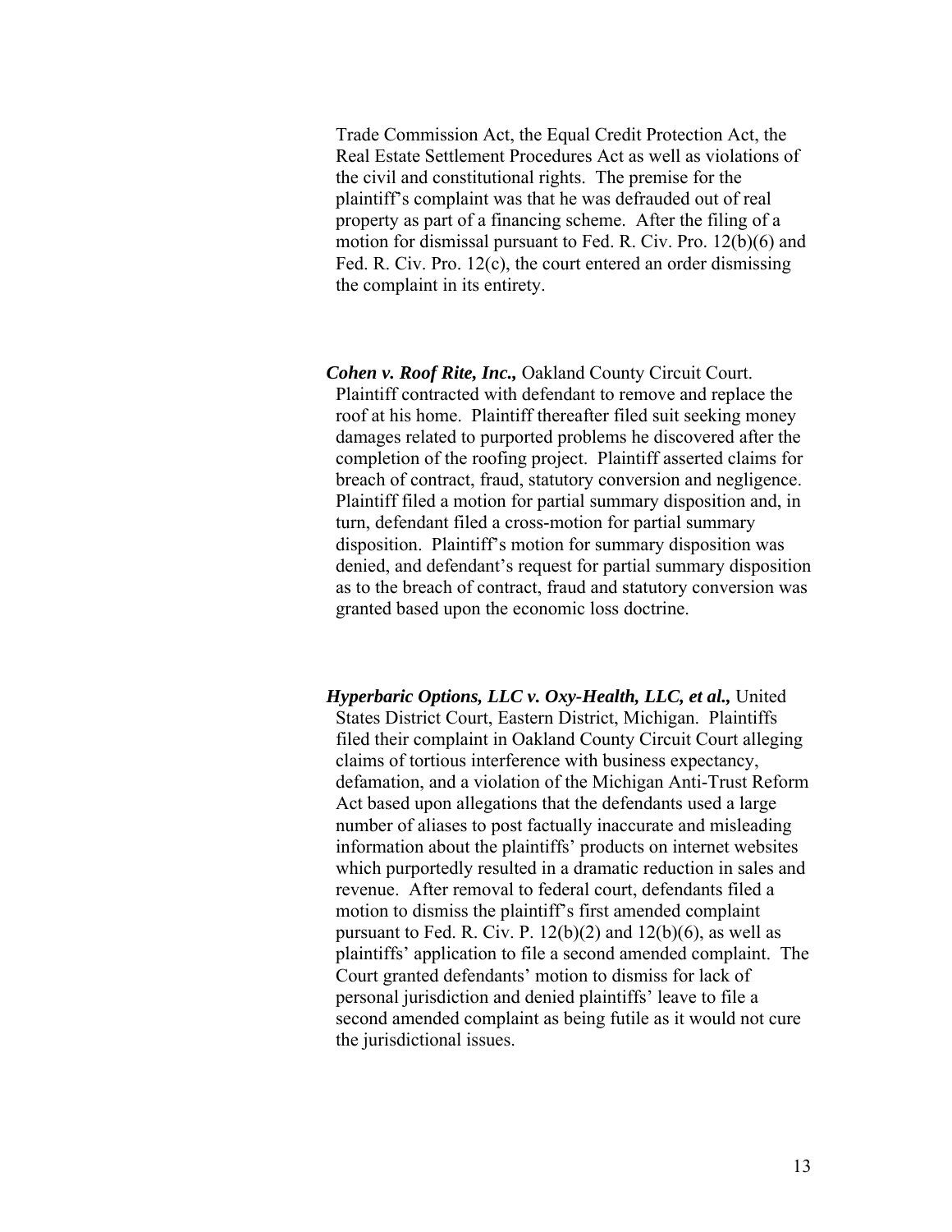Trade Commission Act, the Equal Credit Protection Act, the Real Estate Settlement Procedures Act as well as violations of the civil and constitutional rights. The premise for the plaintiff's complaint was that he was defrauded out of real property as part of a financing scheme. After the filing of a motion for dismissal pursuant to Fed. R. Civ. Pro. 12(b)(6) and Fed. R. Civ. Pro. 12(c), the court entered an order dismissing the complaint in its entirety.

***Cohen v. Roof Rite, Inc.,*** Oakland County Circuit Court. Plaintiff contracted with defendant to remove and replace the roof at his home. Plaintiff thereafter filed suit seeking money damages related to purported problems he discovered after the completion of the roofing project. Plaintiff asserted claims for breach of contract, fraud, statutory conversion and negligence. Plaintiff filed a motion for partial summary disposition and, in turn, defendant filed a cross-motion for partial summary disposition. Plaintiff's motion for summary disposition was denied, and defendant's request for partial summary disposition as to the breach of contract, fraud and statutory conversion was granted based upon the economic loss doctrine.

***Hyperbaric Options, LLC v. Oxy-Health, LLC, et al.,*** United States District Court, Eastern District, Michigan. Plaintiffs filed their complaint in Oakland County Circuit Court alleging claims of tortious interference with business expectancy, defamation, and a violation of the Michigan Anti-Trust Reform Act based upon allegations that the defendants used a large number of aliases to post factually inaccurate and misleading information about the plaintiffs' products on internet websites which purportedly resulted in a dramatic reduction in sales and revenue. After removal to federal court, defendants filed a motion to dismiss the plaintiff's first amended complaint pursuant to Fed. R. Civ. P. 12(b)(2) and 12(b)(6), as well as plaintiffs' application to file a second amended complaint. The Court granted defendants' motion to dismiss for lack of personal jurisdiction and denied plaintiffs' leave to file a second amended complaint as being futile as it would not cure the jurisdictional issues.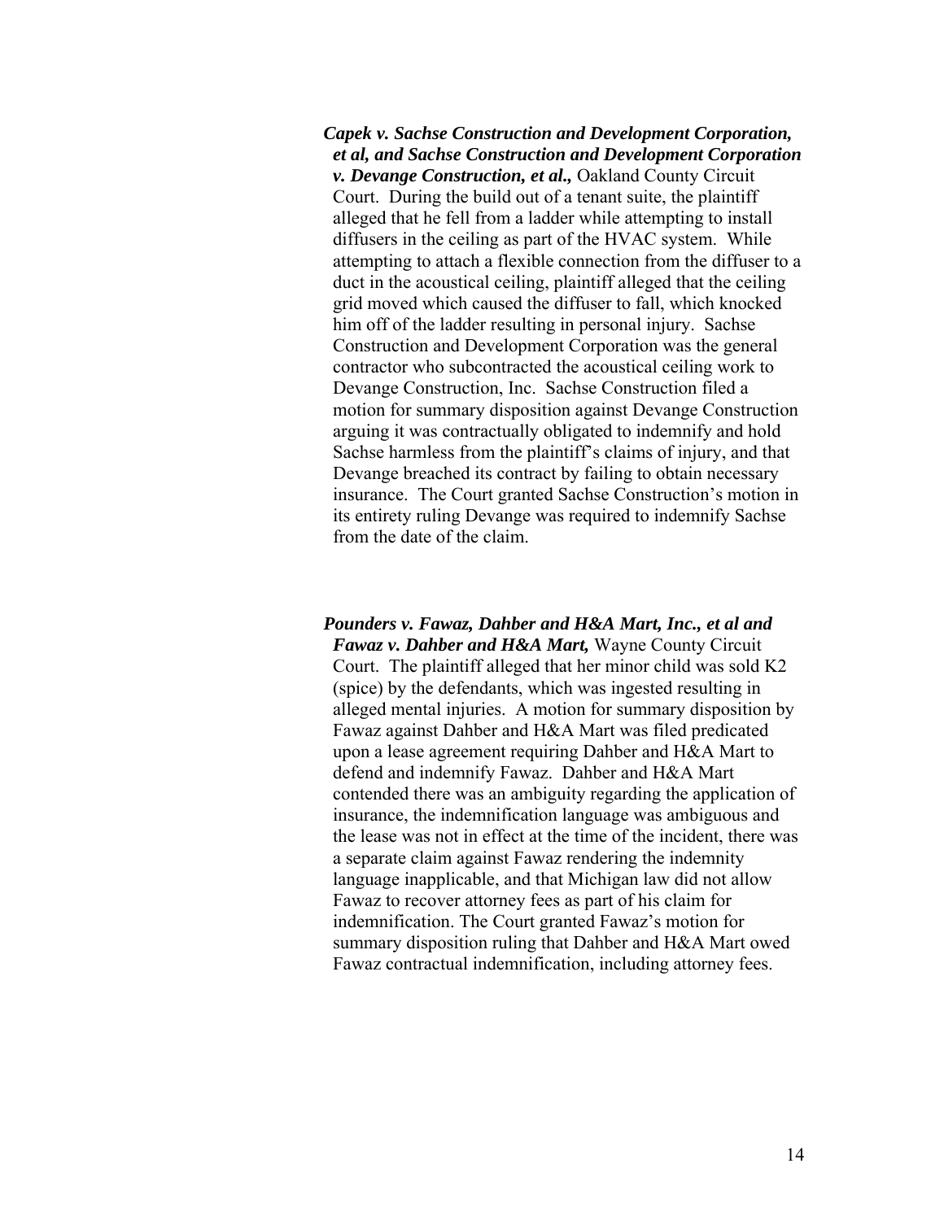***Capek v. Sachse Construction and Development Corporation, et al, and Sachse Construction and Development Corporation v. Devange Construction, et al.,*** Oakland County Circuit Court. During the build out of a tenant suite, the plaintiff alleged that he fell from a ladder while attempting to install diffusers in the ceiling as part of the HVAC system. While attempting to attach a flexible connection from the diffuser to a duct in the acoustical ceiling, plaintiff alleged that the ceiling grid moved which caused the diffuser to fall, which knocked him off of the ladder resulting in personal injury. Sachse Construction and Development Corporation was the general contractor who subcontracted the acoustical ceiling work to Devange Construction, Inc. Sachse Construction filed a motion for summary disposition against Devange Construction arguing it was contractually obligated to indemnify and hold Sachse harmless from the plaintiff's claims of injury, and that Devange breached its contract by failing to obtain necessary insurance. The Court granted Sachse Construction's motion in its entirety ruling Devange was required to indemnify Sachse from the date of the claim.

***Pounders v. Fawaz, Dahber and H&A Mart, Inc., et al and Fawaz v. Dahber and H&A Mart,*** Wayne County Circuit Court. The plaintiff alleged that her minor child was sold K2 (spice) by the defendants, which was ingested resulting in alleged mental injuries. A motion for summary disposition by Fawaz against Dahber and H&A Mart was filed predicated upon a lease agreement requiring Dahber and H&A Mart to defend and indemnify Fawaz. Dahber and H&A Mart contended there was an ambiguity regarding the application of insurance, the indemnification language was ambiguous and the lease was not in effect at the time of the incident, there was a separate claim against Fawaz rendering the indemnity language inapplicable, and that Michigan law did not allow Fawaz to recover attorney fees as part of his claim for indemnification. The Court granted Fawaz's motion for summary disposition ruling that Dahber and H&A Mart owed Fawaz contractual indemnification, including attorney fees.